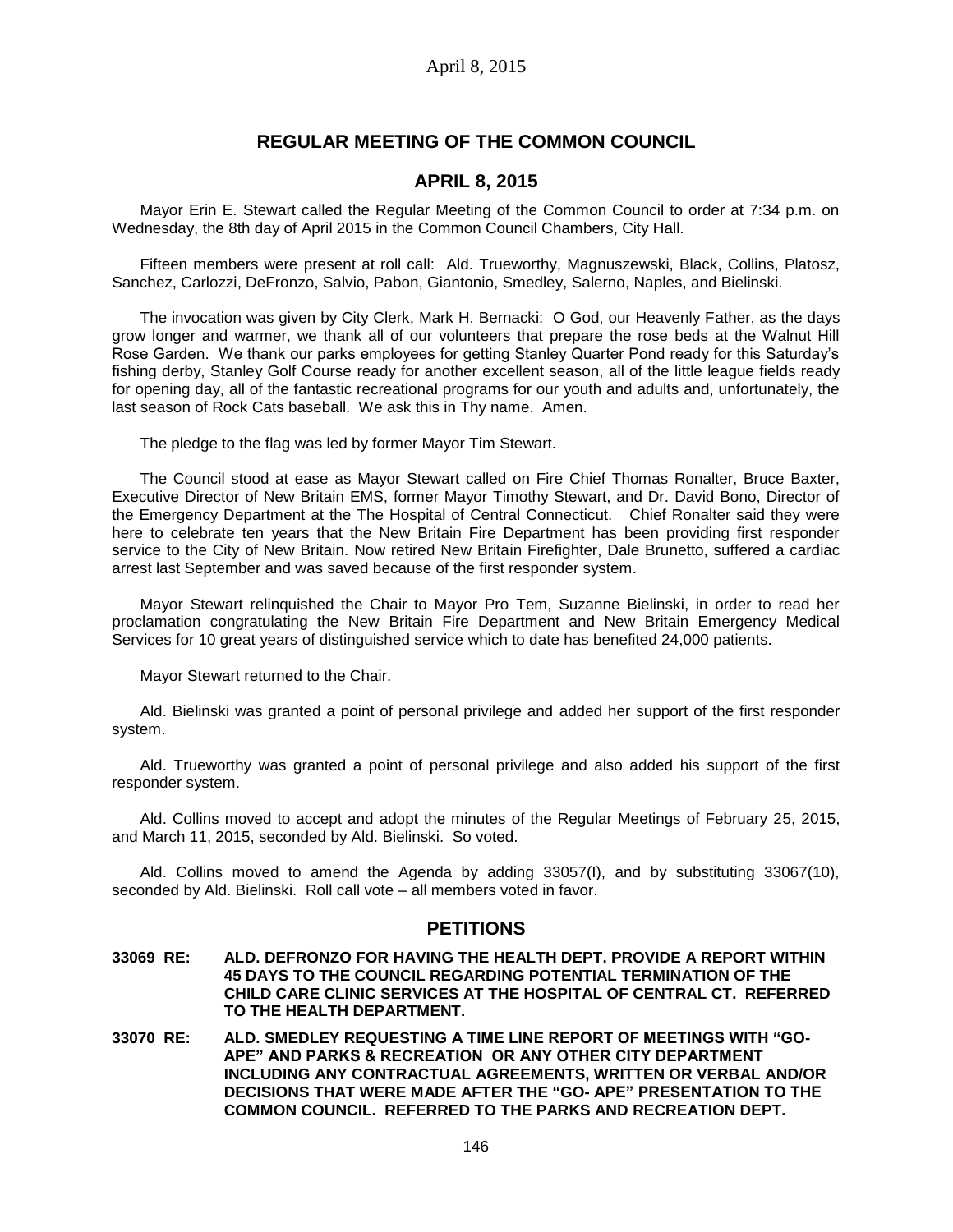## REGULAR MEETING OF THE COMMON COUNCIL

## APRIL 8, 2015

Mayor Erin E. Stewart called the Regular Meeting of the Common Council to order at 7:34 p.m. on Wednesday, the 8th day of April 2015 in the Common Council Chambers, City Hall.

Fifteen members were present at roll call: Ald. Trueworthy, Magnuszewski, Black, Collins, Platosz, Sanchez, Carlozzi, DeFronzo, Salvio, Pabon, Giantonio, Smedley, Salerno, Naples, and Bielinski.

The invocation was given by City Clerk, Mark H. Bernacki: O God, our Heavenly Father, as the days grow longer and warmer, we thank all of our volunteers that prepare the rose beds at the Walnut Hill Rose Garden. We thank our parks employees for getting Stanley Quarter Pond ready for this Saturday's fishing derby, Stanley Golf Course ready for another excellent season, all of the little league fields ready for opening day, all of the fantastic recreational programs for our youth and adults and, unfortunately, the last season of Rock Cats baseball. We ask this in Thy name. Amen.

The pledge to the flag was led by former Mayor Tim Stewart.

The Council stood at ease as Mayor Stewart called on Fire Chief Thomas Ronalter, Bruce Baxter, Executive Director of New Britain EMS, former Mayor Timothy Stewart, and Dr. David Bono, Director of the Emergency Department at the The Hospital of Central Connecticut. Chief Ronalter said they were here to celebrate ten years that the New Britain Fire Department has been providing first responder service to the City of New Britain. Now retired New Britain Firefighter, Dale Brunetto, suffered a cardiac arrest last September and was saved because of the first responder system.

Mayor Stewart relinquished the Chair to Mayor Pro Tem, Suzanne Bielinski, in order to read her proclamation congratulating the New Britain Fire Department and New Britain Emergency Medical Services for 10 great years of distinguished service which to date has benefited 24,000 patients.

Mayor Stewart returned to the Chair.

Ald. Bielinski was granted a point of personal privilege and added her support of the first responder system.

Ald. Trueworthy was granted a point of personal privilege and also added his support of the first responder system.

Ald. Collins moved to accept and adopt the minutes of the Regular Meetings of February 25, 2015, and March 11, 2015, seconded by Ald. Bielinski. So voted.

Ald. Collins moved to amend the Agenda by adding 33057(I), and by substituting 33067(10), seconded by Ald. Bielinski. Roll call vote – all members voted in favor.

## PETITIONS

**33069 RE: ALD. DEFRONZO FOR HAVING THE HEALTH DEPT. PROVIDE A REPORT WITHIN 45 DAYS TO THE COUNCIL REGARDING POTENTIAL TERMINATION OF THE CHILD CARE CLINIC SERVICES AT THE HOSPITAL OF CENTRAL CT. REFERRED TO THE HEALTH DEPARTMENT.**

**33070 RE: ALD. SMEDLEY REQUESTING A TIME LINE REPORT OF MEETINGS WITH "GO-APE" AND PARKS & RECREATION OR ANY OTHER CITY DEPARTMENT INCLUDING ANY CONTRACTUAL AGREEMENTS, WRITTEN OR VERBAL AND/OR DECISIONS THAT WERE MADE AFTER THE "GO- APE" PRESENTATION TO THE COMMON COUNCIL. REFERRED TO THE PARKS AND RECREATION DEPT.**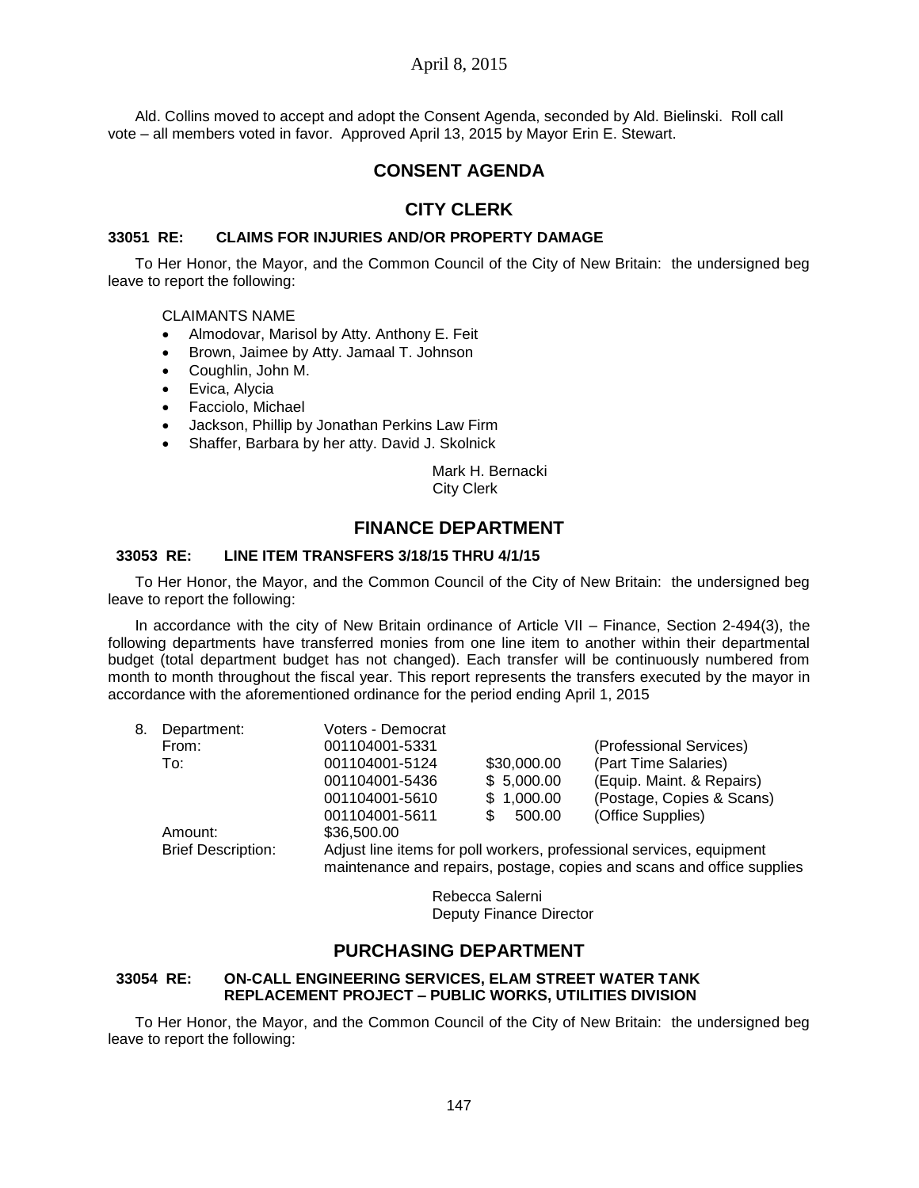Ald. Collins moved to accept and adopt the Consent Agenda, seconded by Ald. Bielinski. Roll call vote – all members voted in favor. Approved April 13, 2015 by Mayor Erin E. Stewart.

# CONSENT AGENDA

## CITY CLERK

### 33051 RE: CLAIMS FOR INJURIES AND/OR PROPERTY DAMAGE

To Her Honor, the Mayor, and the Common Council of the City of New Britain: the undersigned beg leave to report the following:

CLAIMANTS NAME

- Almodovar, Marisol by Atty. Anthony E. Feit
- Brown, Jaimee by Atty. Jamaal T. Johnson
- Coughlin, John M.
- Evica, Alycia
- Facciolo, Michael
- Jackson, Phillip by Jonathan Perkins Law Firm
- Shaffer, Barbara by her atty. David J. Skolnick

Mark H. Bernacki
City Clerk

## FINANCE DEPARTMENT

### 33053 RE: LINE ITEM TRANSFERS 3/18/15 THRU 4/1/15

To Her Honor, the Mayor, and the Common Council of the City of New Britain: the undersigned beg leave to report the following:

In accordance with the city of New Britain ordinance of Article VII – Finance, Section 2-494(3), the following departments have transferred monies from one line item to another within their departmental budget (total department budget has not changed). Each transfer will be continuously numbered from month to month throughout the fiscal year. This report represents the transfers executed by the mayor in accordance with the aforementioned ordinance for the period ending April 1, 2015

| 8. | Department: | Voters - Democrat | | |
|---|---|---|---|---|
| | From: | 001104001-5331 | | (Professional Services) |
| | To: | 001104001-5124 | $30,000.00 | (Part Time Salaries) |
| | | 001104001-5436 | $ 5,000.00 | (Equip. Maint. & Repairs) |
| | | 001104001-5610 | $ 1,000.00 | (Postage, Copies & Scans) |
| | | 001104001-5611 | $ 500.00 | (Office Supplies) |
| | Amount: | $36,500.00 | | |
| | Brief Description: | Adjust line items for poll workers, professional services, equipment maintenance and repairs, postage, copies and scans and office supplies | | |

Rebecca Salerni
Deputy Finance Director

## PURCHASING DEPARTMENT

### 33054 RE: ON-CALL ENGINEERING SERVICES, ELAM STREET WATER TANK REPLACEMENT PROJECT – PUBLIC WORKS, UTILITIES DIVISION

To Her Honor, the Mayor, and the Common Council of the City of New Britain: the undersigned beg leave to report the following: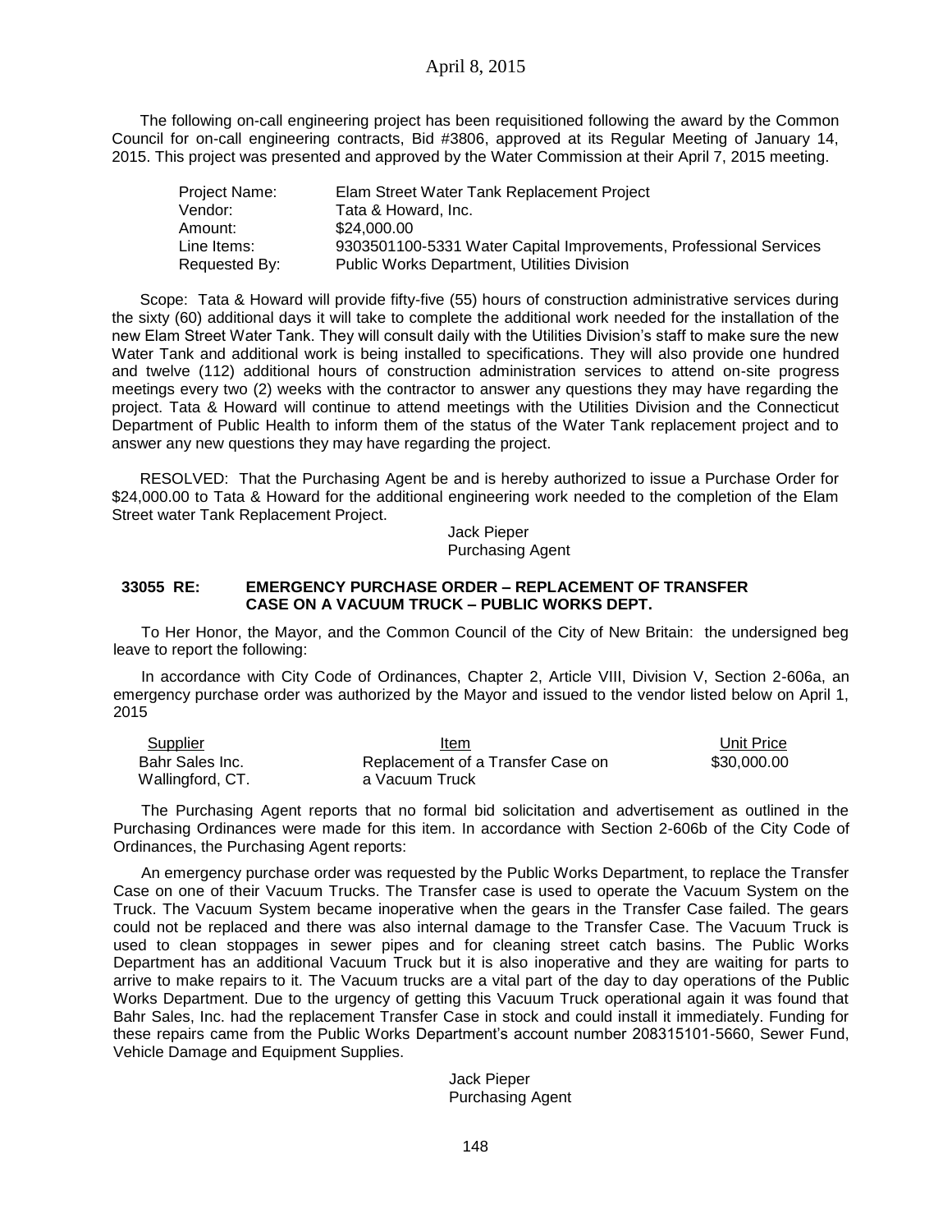The following on-call engineering project has been requisitioned following the award by the Common Council for on-call engineering contracts, Bid #3806, approved at its Regular Meeting of January 14, 2015. This project was presented and approved by the Water Commission at their April 7, 2015 meeting.

| | |
|---|---|
| Project Name: | Elam Street Water Tank Replacement Project |
| Vendor: | Tata & Howard, Inc. |
| Amount: | $24,000.00 |
| Line Items: | 9303501100-5331 Water Capital Improvements, Professional Services |
| Requested By: | Public Works Department, Utilities Division |

Scope: Tata & Howard will provide fifty-five (55) hours of construction administrative services during the sixty (60) additional days it will take to complete the additional work needed for the installation of the new Elam Street Water Tank. They will consult daily with the Utilities Division's staff to make sure the new Water Tank and additional work is being installed to specifications. They will also provide one hundred and twelve (112) additional hours of construction administration services to attend on-site progress meetings every two (2) weeks with the contractor to answer any questions they may have regarding the project. Tata & Howard will continue to attend meetings with the Utilities Division and the Connecticut Department of Public Health to inform them of the status of the Water Tank replacement project and to answer any new questions they may have regarding the project.

RESOLVED: That the Purchasing Agent be and is hereby authorized to issue a Purchase Order for $24,000.00 to Tata & Howard for the additional engineering work needed to the completion of the Elam Street water Tank Replacement Project.

Jack Pieper
Purchasing Agent

**33055 RE: EMERGENCY PURCHASE ORDER – REPLACEMENT OF TRANSFER CASE ON A VACUUM TRUCK – PUBLIC WORKS DEPT.**

To Her Honor, the Mayor, and the Common Council of the City of New Britain: the undersigned beg leave to report the following:

In accordance with City Code of Ordinances, Chapter 2, Article VIII, Division V, Section 2-606a, an emergency purchase order was authorized by the Mayor and issued to the vendor listed below on April 1, 2015

| Supplier | Item | Unit Price |
|---|---|---|
| Bahr Sales Inc. Wallingford, CT. | Replacement of a Transfer Case on a Vacuum Truck | $30,000.00 |

The Purchasing Agent reports that no formal bid solicitation and advertisement as outlined in the Purchasing Ordinances were made for this item. In accordance with Section 2-606b of the City Code of Ordinances, the Purchasing Agent reports:

An emergency purchase order was requested by the Public Works Department, to replace the Transfer Case on one of their Vacuum Trucks. The Transfer case is used to operate the Vacuum System on the Truck. The Vacuum System became inoperative when the gears in the Transfer Case failed. The gears could not be replaced and there was also internal damage to the Transfer Case. The Vacuum Truck is used to clean stoppages in sewer pipes and for cleaning street catch basins. The Public Works Department has an additional Vacuum Truck but it is also inoperative and they are waiting for parts to arrive to make repairs to it. The Vacuum trucks are a vital part of the day to day operations of the Public Works Department. Due to the urgency of getting this Vacuum Truck operational again it was found that Bahr Sales, Inc. had the replacement Transfer Case in stock and could install it immediately. Funding for these repairs came from the Public Works Department's account number 208315101-5660, Sewer Fund, Vehicle Damage and Equipment Supplies.

Jack Pieper
Purchasing Agent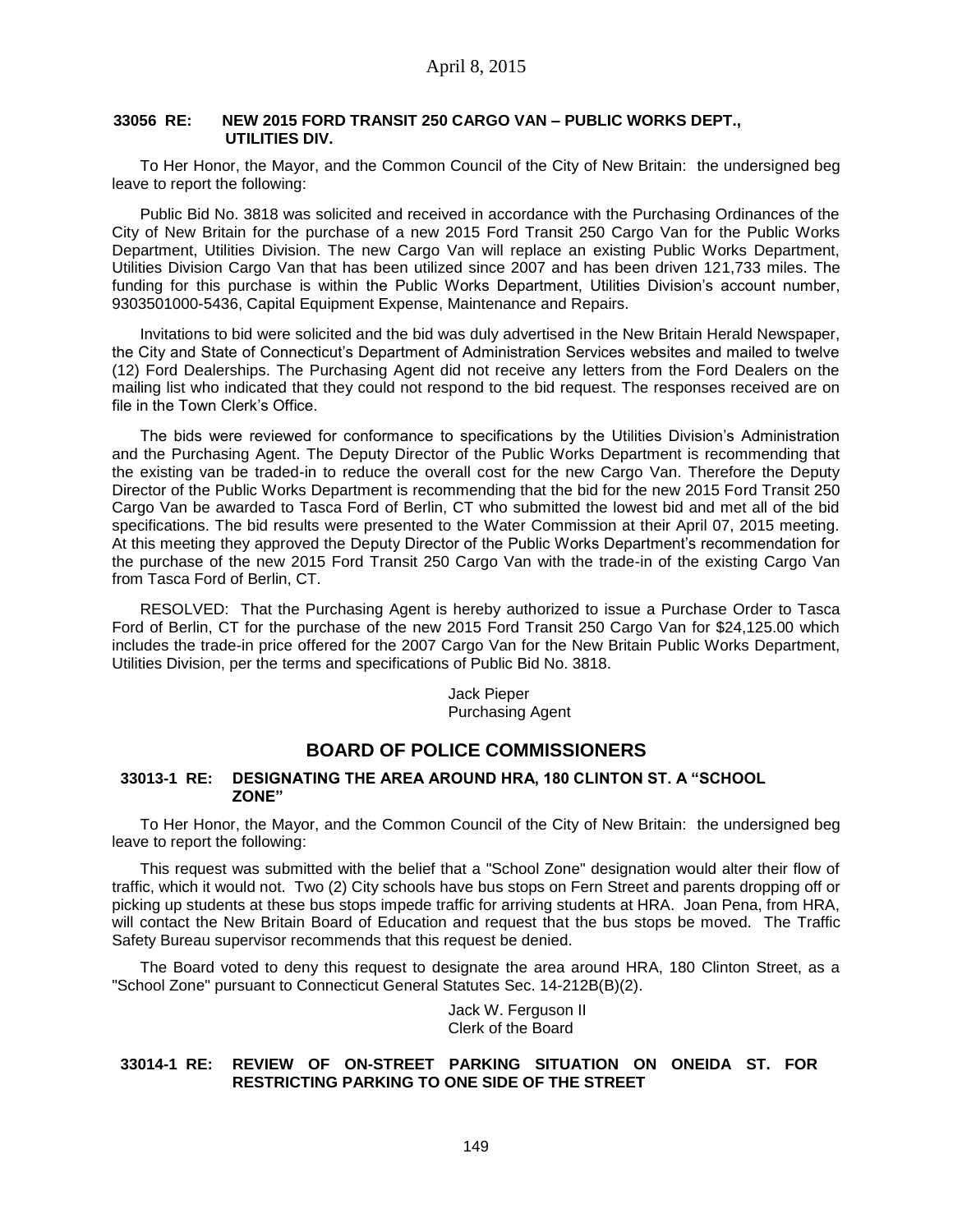**33056 RE: NEW 2015 FORD TRANSIT 250 CARGO VAN – PUBLIC WORKS DEPT., UTILITIES DIV.**

To Her Honor, the Mayor, and the Common Council of the City of New Britain: the undersigned beg leave to report the following:

Public Bid No. 3818 was solicited and received in accordance with the Purchasing Ordinances of the City of New Britain for the purchase of a new 2015 Ford Transit 250 Cargo Van for the Public Works Department, Utilities Division. The new Cargo Van will replace an existing Public Works Department, Utilities Division Cargo Van that has been utilized since 2007 and has been driven 121,733 miles. The funding for this purchase is within the Public Works Department, Utilities Division's account number, 9303501000-5436, Capital Equipment Expense, Maintenance and Repairs.

Invitations to bid were solicited and the bid was duly advertised in the New Britain Herald Newspaper, the City and State of Connecticut's Department of Administration Services websites and mailed to twelve (12) Ford Dealerships. The Purchasing Agent did not receive any letters from the Ford Dealers on the mailing list who indicated that they could not respond to the bid request. The responses received are on file in the Town Clerk's Office.

The bids were reviewed for conformance to specifications by the Utilities Division's Administration and the Purchasing Agent. The Deputy Director of the Public Works Department is recommending that the existing van be traded-in to reduce the overall cost for the new Cargo Van. Therefore the Deputy Director of the Public Works Department is recommending that the bid for the new 2015 Ford Transit 250 Cargo Van be awarded to Tasca Ford of Berlin, CT who submitted the lowest bid and met all of the bid specifications. The bid results were presented to the Water Commission at their April 07, 2015 meeting. At this meeting they approved the Deputy Director of the Public Works Department's recommendation for the purchase of the new 2015 Ford Transit 250 Cargo Van with the trade-in of the existing Cargo Van from Tasca Ford of Berlin, CT.

RESOLVED: That the Purchasing Agent is hereby authorized to issue a Purchase Order to Tasca Ford of Berlin, CT for the purchase of the new 2015 Ford Transit 250 Cargo Van for $24,125.00 which includes the trade-in price offered for the 2007 Cargo Van for the New Britain Public Works Department, Utilities Division, per the terms and specifications of Public Bid No. 3818.

Jack Pieper
Purchasing Agent

## BOARD OF POLICE COMMISSIONERS

**33013-1 RE: DESIGNATING THE AREA AROUND HRA, 180 CLINTON ST. A "SCHOOL ZONE"**

To Her Honor, the Mayor, and the Common Council of the City of New Britain: the undersigned beg leave to report the following:

This request was submitted with the belief that a "School Zone" designation would alter their flow of traffic, which it would not. Two (2) City schools have bus stops on Fern Street and parents dropping off or picking up students at these bus stops impede traffic for arriving students at HRA. Joan Pena, from HRA, will contact the New Britain Board of Education and request that the bus stops be moved. The Traffic Safety Bureau supervisor recommends that this request be denied.

The Board voted to deny this request to designate the area around HRA, 180 Clinton Street, as a "School Zone" pursuant to Connecticut General Statutes Sec. 14-212B(B)(2).

Jack W. Ferguson II
Clerk of the Board

**33014-1 RE: REVIEW OF ON-STREET PARKING SITUATION ON ONEIDA ST. FOR RESTRICTING PARKING TO ONE SIDE OF THE STREET**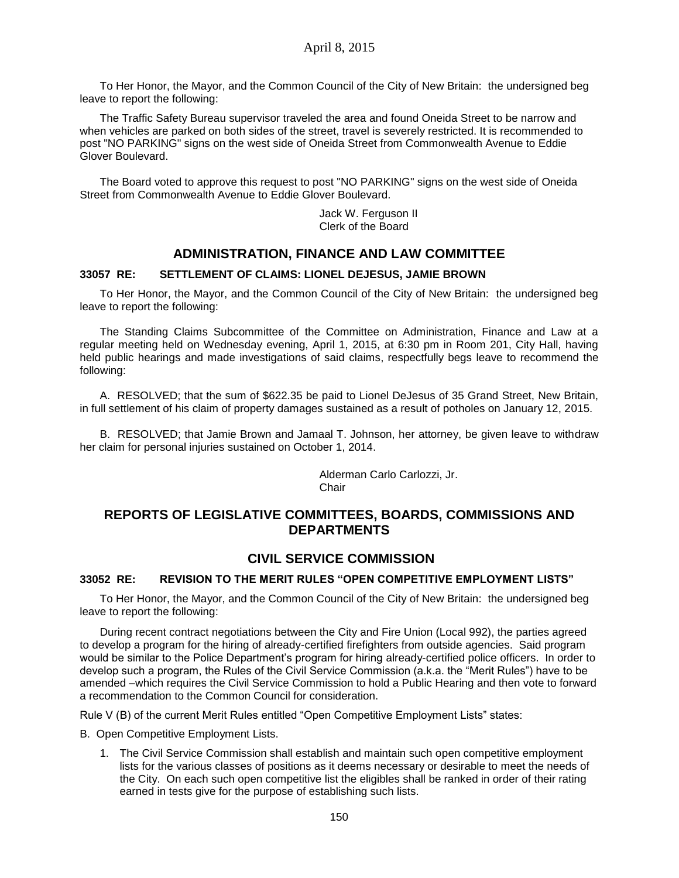To Her Honor, the Mayor, and the Common Council of the City of New Britain: the undersigned beg leave to report the following:

The Traffic Safety Bureau supervisor traveled the area and found Oneida Street to be narrow and when vehicles are parked on both sides of the street, travel is severely restricted. It is recommended to post "NO PARKING" signs on the west side of Oneida Street from Commonwealth Avenue to Eddie Glover Boulevard.

The Board voted to approve this request to post "NO PARKING" signs on the west side of Oneida Street from Commonwealth Avenue to Eddie Glover Boulevard.

Jack W. Ferguson II
Clerk of the Board

## ADMINISTRATION, FINANCE AND LAW COMMITTEE

### 33057 RE: SETTLEMENT OF CLAIMS: LIONEL DEJESUS, JAMIE BROWN

To Her Honor, the Mayor, and the Common Council of the City of New Britain: the undersigned beg leave to report the following:

The Standing Claims Subcommittee of the Committee on Administration, Finance and Law at a regular meeting held on Wednesday evening, April 1, 2015, at 6:30 pm in Room 201, City Hall, having held public hearings and made investigations of said claims, respectfully begs leave to recommend the following:

A. RESOLVED; that the sum of $622.35 be paid to Lionel DeJesus of 35 Grand Street, New Britain, in full settlement of his claim of property damages sustained as a result of potholes on January 12, 2015.

B. RESOLVED; that Jamie Brown and Jamaal T. Johnson, her attorney, be given leave to withdraw her claim for personal injuries sustained on October 1, 2014.

Alderman Carlo Carlozzi, Jr.
Chair

## REPORTS OF LEGISLATIVE COMMITTEES, BOARDS, COMMISSIONS AND DEPARTMENTS

## CIVIL SERVICE COMMISSION

### 33052 RE: REVISION TO THE MERIT RULES "OPEN COMPETITIVE EMPLOYMENT LISTS"

To Her Honor, the Mayor, and the Common Council of the City of New Britain: the undersigned beg leave to report the following:

During recent contract negotiations between the City and Fire Union (Local 992), the parties agreed to develop a program for the hiring of already-certified firefighters from outside agencies. Said program would be similar to the Police Department's program for hiring already-certified police officers. In order to develop such a program, the Rules of the Civil Service Commission (a.k.a. the "Merit Rules") have to be amended –which requires the Civil Service Commission to hold a Public Hearing and then vote to forward a recommendation to the Common Council for consideration.

Rule V (B) of the current Merit Rules entitled "Open Competitive Employment Lists" states:

B. Open Competitive Employment Lists.

1. The Civil Service Commission shall establish and maintain such open competitive employment lists for the various classes of positions as it deems necessary or desirable to meet the needs of the City. On each such open competitive list the eligibles shall be ranked in order of their rating earned in tests give for the purpose of establishing such lists.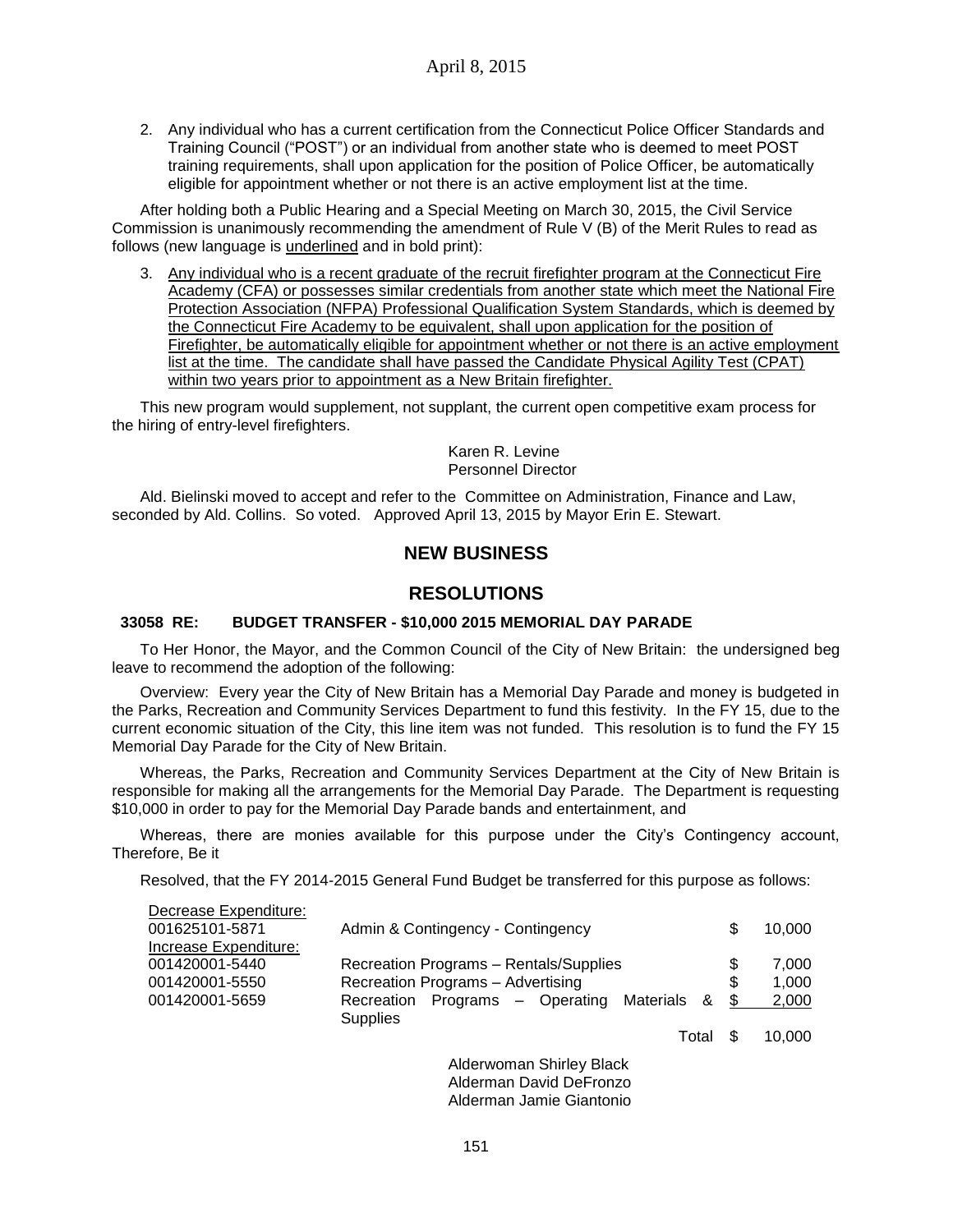2. Any individual who has a current certification from the Connecticut Police Officer Standards and Training Council ("POST") or an individual from another state who is deemed to meet POST training requirements, shall upon application for the position of Police Officer, be automatically eligible for appointment whether or not there is an active employment list at the time.

After holding both a Public Hearing and a Special Meeting on March 30, 2015, the Civil Service Commission is unanimously recommending the amendment of Rule V (B) of the Merit Rules to read as follows (new language is <u>underlined</u> and in bold print):

3. <u>Any individual who is a recent graduate of the recruit firefighter program at the Connecticut Fire Academy (CFA) or possesses similar credentials from another state which meet the National Fire Protection Association (NFPA) Professional Qualification System Standards, which is deemed by the Connecticut Fire Academy to be equivalent, shall upon application for the position of Firefighter, be automatically eligible for appointment whether or not there is an active employment list at the time. The candidate shall have passed the Candidate Physical Agility Test (CPAT) within two years prior to appointment as a New Britain firefighter.</u>

This new program would supplement, not supplant, the current open competitive exam process for the hiring of entry-level firefighters.

Karen R. Levine
Personnel Director

Ald. Bielinski moved to accept and refer to the Committee on Administration, Finance and Law, seconded by Ald. Collins. So voted. Approved April 13, 2015 by Mayor Erin E. Stewart.

## NEW BUSINESS

## RESOLUTIONS

### 33058 RE: BUDGET TRANSFER - $10,000 2015 MEMORIAL DAY PARADE

To Her Honor, the Mayor, and the Common Council of the City of New Britain: the undersigned beg leave to recommend the adoption of the following:

Overview: Every year the City of New Britain has a Memorial Day Parade and money is budgeted in the Parks, Recreation and Community Services Department to fund this festivity. In the FY 15, due to the current economic situation of the City, this line item was not funded. This resolution is to fund the FY 15 Memorial Day Parade for the City of New Britain.

Whereas, the Parks, Recreation and Community Services Department at the City of New Britain is responsible for making all the arrangements for the Memorial Day Parade. The Department is requesting $10,000 in order to pay for the Memorial Day Parade bands and entertainment, and

Whereas, there are monies available for this purpose under the City's Contingency account, Therefore, Be it

Resolved, that the FY 2014-2015 General Fund Budget be transferred for this purpose as follows:

| | | | |
|---|---|---|---|
| <u>Decrease Expenditure:</u> | | | |
| 001625101-5871 | Admin & Contingency - Contingency | $ | 10,000 |
| <u>Increase Expenditure:</u> | | | |
| 001420001-5440 | Recreation Programs – Rentals/Supplies | $ | 7,000 |
| 001420001-5550 | Recreation Programs – Advertising | $ | 1,000 |
| 001420001-5659 | Recreation Programs – Operating Materials & Supplies | $ | 2,000 |
| | Total | $ | 10,000 |

Alderwoman Shirley Black
Alderman David DeFronzo
Alderman Jamie Giantonio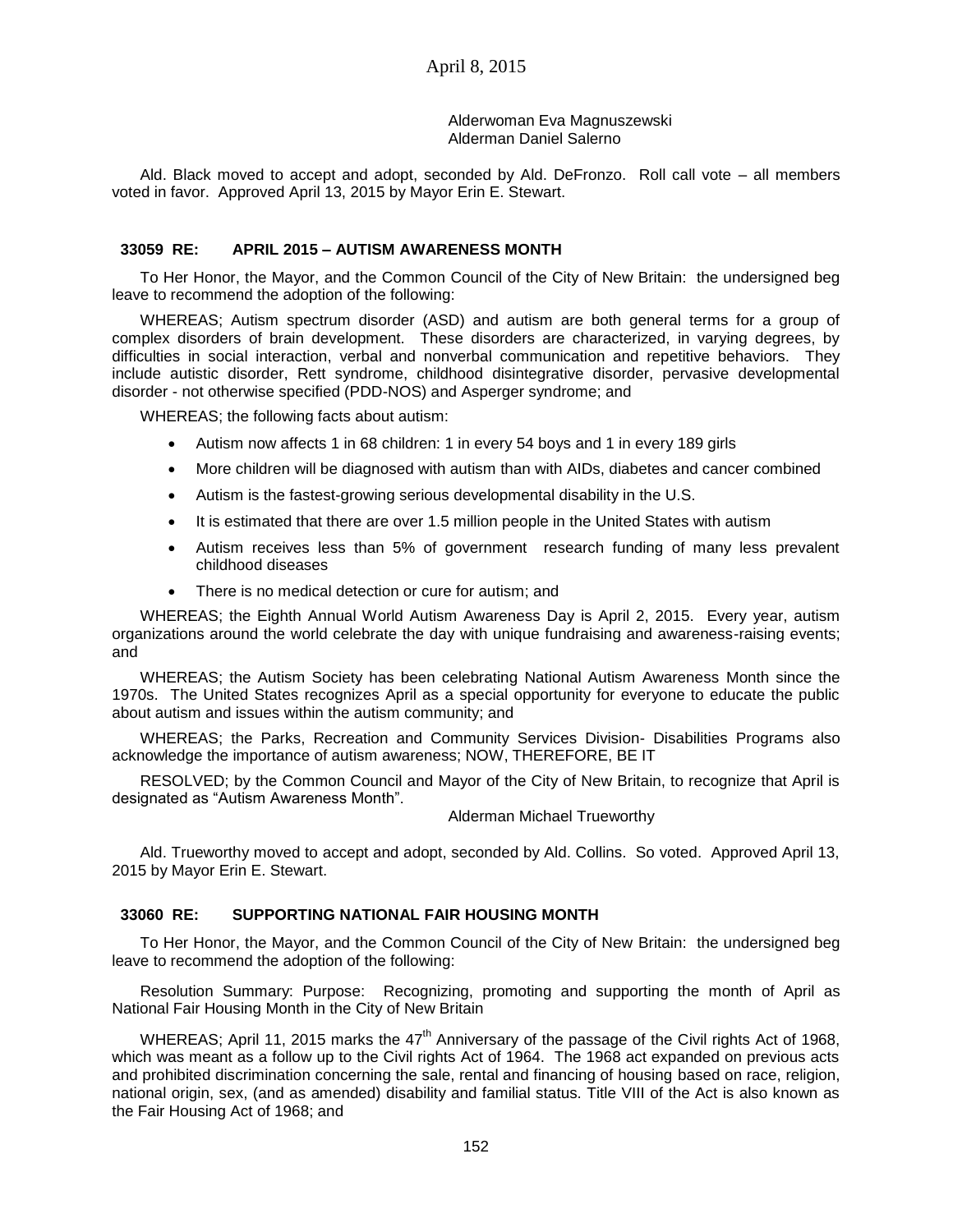Alderwoman Eva Magnuszewski
Alderman Daniel Salerno

Ald. Black moved to accept and adopt, seconded by Ald. DeFronzo. Roll call vote – all members voted in favor. Approved April 13, 2015 by Mayor Erin E. Stewart.

### 33059 RE: APRIL 2015 – AUTISM AWARENESS MONTH

To Her Honor, the Mayor, and the Common Council of the City of New Britain: the undersigned beg leave to recommend the adoption of the following:

WHEREAS; Autism spectrum disorder (ASD) and autism are both general terms for a group of complex disorders of brain development. These disorders are characterized, in varying degrees, by difficulties in social interaction, verbal and nonverbal communication and repetitive behaviors. They include autistic disorder, Rett syndrome, childhood disintegrative disorder, pervasive developmental disorder - not otherwise specified (PDD-NOS) and Asperger syndrome; and

WHEREAS; the following facts about autism:

- Autism now affects 1 in 68 children: 1 in every 54 boys and 1 in every 189 girls
- More children will be diagnosed with autism than with AIDs, diabetes and cancer combined
- Autism is the fastest-growing serious developmental disability in the U.S.
- It is estimated that there are over 1.5 million people in the United States with autism
- Autism receives less than 5% of government research funding of many less prevalent childhood diseases
- There is no medical detection or cure for autism; and

WHEREAS; the Eighth Annual World Autism Awareness Day is April 2, 2015. Every year, autism organizations around the world celebrate the day with unique fundraising and awareness-raising events; and

WHEREAS; the Autism Society has been celebrating National Autism Awareness Month since the 1970s. The United States recognizes April as a special opportunity for everyone to educate the public about autism and issues within the autism community; and

WHEREAS; the Parks, Recreation and Community Services Division- Disabilities Programs also acknowledge the importance of autism awareness; NOW, THEREFORE, BE IT

RESOLVED; by the Common Council and Mayor of the City of New Britain, to recognize that April is designated as "Autism Awareness Month".

Alderman Michael Trueworthy

Ald. Trueworthy moved to accept and adopt, seconded by Ald. Collins. So voted. Approved April 13, 2015 by Mayor Erin E. Stewart.

### 33060 RE: SUPPORTING NATIONAL FAIR HOUSING MONTH

To Her Honor, the Mayor, and the Common Council of the City of New Britain: the undersigned beg leave to recommend the adoption of the following:

Resolution Summary: Purpose: Recognizing, promoting and supporting the month of April as National Fair Housing Month in the City of New Britain

WHEREAS; April 11, 2015 marks the 47th Anniversary of the passage of the Civil rights Act of 1968, which was meant as a follow up to the Civil rights Act of 1964. The 1968 act expanded on previous acts and prohibited discrimination concerning the sale, rental and financing of housing based on race, religion, national origin, sex, (and as amended) disability and familial status. Title VIII of the Act is also known as the Fair Housing Act of 1968; and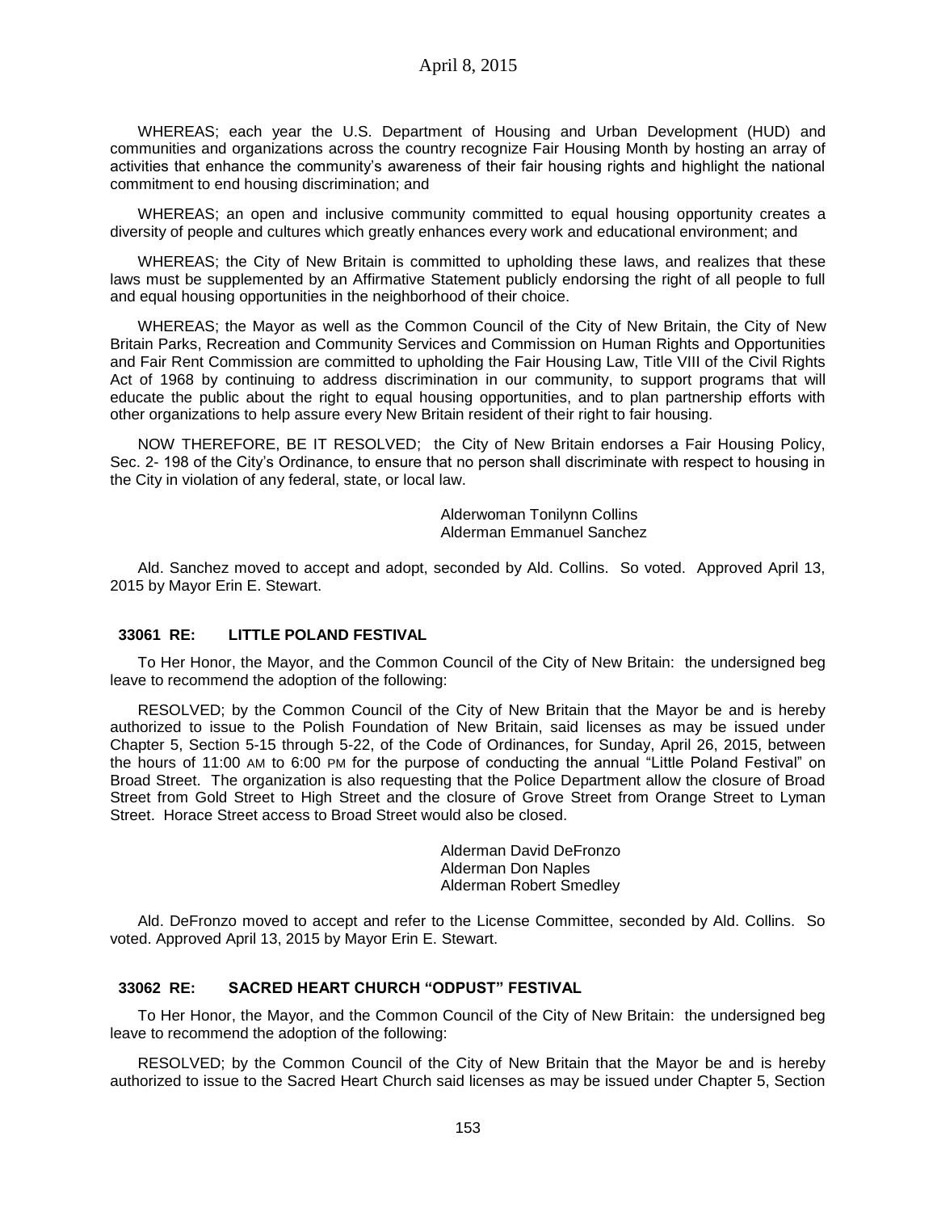WHEREAS; each year the U.S. Department of Housing and Urban Development (HUD) and communities and organizations across the country recognize Fair Housing Month by hosting an array of activities that enhance the community's awareness of their fair housing rights and highlight the national commitment to end housing discrimination; and

WHEREAS; an open and inclusive community committed to equal housing opportunity creates a diversity of people and cultures which greatly enhances every work and educational environment; and

WHEREAS; the City of New Britain is committed to upholding these laws, and realizes that these laws must be supplemented by an Affirmative Statement publicly endorsing the right of all people to full and equal housing opportunities in the neighborhood of their choice.

WHEREAS; the Mayor as well as the Common Council of the City of New Britain, the City of New Britain Parks, Recreation and Community Services and Commission on Human Rights and Opportunities and Fair Rent Commission are committed to upholding the Fair Housing Law, Title VIII of the Civil Rights Act of 1968 by continuing to address discrimination in our community, to support programs that will educate the public about the right to equal housing opportunities, and to plan partnership efforts with other organizations to help assure every New Britain resident of their right to fair housing.

NOW THEREFORE, BE IT RESOLVED; the City of New Britain endorses a Fair Housing Policy, Sec. 2- 198 of the City's Ordinance, to ensure that no person shall discriminate with respect to housing in the City in violation of any federal, state, or local law.

Alderwoman Tonilynn Collins
Alderman Emmanuel Sanchez

Ald. Sanchez moved to accept and adopt, seconded by Ald. Collins. So voted. Approved April 13, 2015 by Mayor Erin E. Stewart.

### 33061 RE: LITTLE POLAND FESTIVAL

To Her Honor, the Mayor, and the Common Council of the City of New Britain: the undersigned beg leave to recommend the adoption of the following:

RESOLVED; by the Common Council of the City of New Britain that the Mayor be and is hereby authorized to issue to the Polish Foundation of New Britain, said licenses as may be issued under Chapter 5, Section 5-15 through 5-22, of the Code of Ordinances, for Sunday, April 26, 2015, between the hours of 11:00 AM to 6:00 PM for the purpose of conducting the annual "Little Poland Festival" on Broad Street. The organization is also requesting that the Police Department allow the closure of Broad Street from Gold Street to High Street and the closure of Grove Street from Orange Street to Lyman Street. Horace Street access to Broad Street would also be closed.

Alderman David DeFronzo
Alderman Don Naples
Alderman Robert Smedley

Ald. DeFronzo moved to accept and refer to the License Committee, seconded by Ald. Collins. So voted. Approved April 13, 2015 by Mayor Erin E. Stewart.

### 33062 RE: SACRED HEART CHURCH "ODPUST" FESTIVAL

To Her Honor, the Mayor, and the Common Council of the City of New Britain: the undersigned beg leave to recommend the adoption of the following:

RESOLVED; by the Common Council of the City of New Britain that the Mayor be and is hereby authorized to issue to the Sacred Heart Church said licenses as may be issued under Chapter 5, Section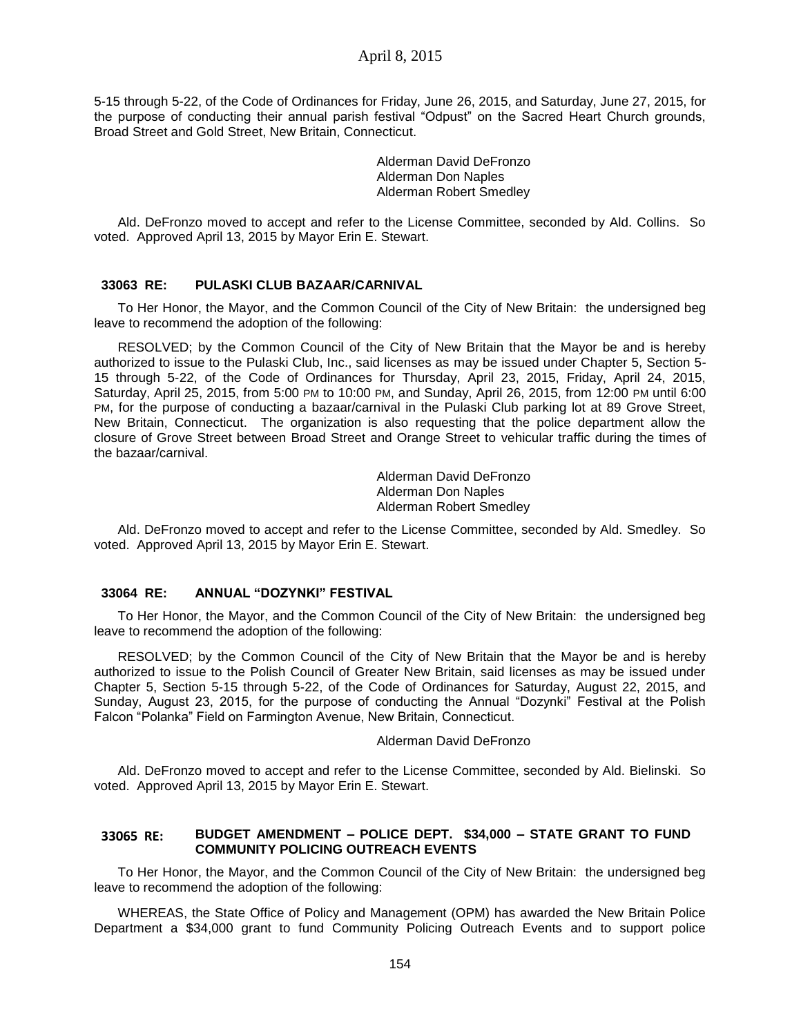5-15 through 5-22, of the Code of Ordinances for Friday, June 26, 2015, and Saturday, June 27, 2015, for the purpose of conducting their annual parish festival "Odpust" on the Sacred Heart Church grounds, Broad Street and Gold Street, New Britain, Connecticut.

Alderman David DeFronzo
Alderman Don Naples
Alderman Robert Smedley

Ald. DeFronzo moved to accept and refer to the License Committee, seconded by Ald. Collins. So voted. Approved April 13, 2015 by Mayor Erin E. Stewart.

### 33063 RE: PULASKI CLUB BAZAAR/CARNIVAL

To Her Honor, the Mayor, and the Common Council of the City of New Britain: the undersigned beg leave to recommend the adoption of the following:

RESOLVED; by the Common Council of the City of New Britain that the Mayor be and is hereby authorized to issue to the Pulaski Club, Inc., said licenses as may be issued under Chapter 5, Section 5-15 through 5-22, of the Code of Ordinances for Thursday, April 23, 2015, Friday, April 24, 2015, Saturday, April 25, 2015, from 5:00 PM to 10:00 PM, and Sunday, April 26, 2015, from 12:00 PM until 6:00 PM, for the purpose of conducting a bazaar/carnival in the Pulaski Club parking lot at 89 Grove Street, New Britain, Connecticut. The organization is also requesting that the police department allow the closure of Grove Street between Broad Street and Orange Street to vehicular traffic during the times of the bazaar/carnival.

Alderman David DeFronzo
Alderman Don Naples
Alderman Robert Smedley

Ald. DeFronzo moved to accept and refer to the License Committee, seconded by Ald. Smedley. So voted. Approved April 13, 2015 by Mayor Erin E. Stewart.

### 33064 RE: ANNUAL "DOZYNKI" FESTIVAL

To Her Honor, the Mayor, and the Common Council of the City of New Britain: the undersigned beg leave to recommend the adoption of the following:

RESOLVED; by the Common Council of the City of New Britain that the Mayor be and is hereby authorized to issue to the Polish Council of Greater New Britain, said licenses as may be issued under Chapter 5, Section 5-15 through 5-22, of the Code of Ordinances for Saturday, August 22, 2015, and Sunday, August 23, 2015, for the purpose of conducting the Annual "Dozynki" Festival at the Polish Falcon "Polanka" Field on Farmington Avenue, New Britain, Connecticut.

Alderman David DeFronzo

Ald. DeFronzo moved to accept and refer to the License Committee, seconded by Ald. Bielinski. So voted. Approved April 13, 2015 by Mayor Erin E. Stewart.

### 33065 RE: BUDGET AMENDMENT – POLICE DEPT. $34,000 – STATE GRANT TO FUND COMMUNITY POLICING OUTREACH EVENTS

To Her Honor, the Mayor, and the Common Council of the City of New Britain: the undersigned beg leave to recommend the adoption of the following:

WHEREAS, the State Office of Policy and Management (OPM) has awarded the New Britain Police Department a $34,000 grant to fund Community Policing Outreach Events and to support police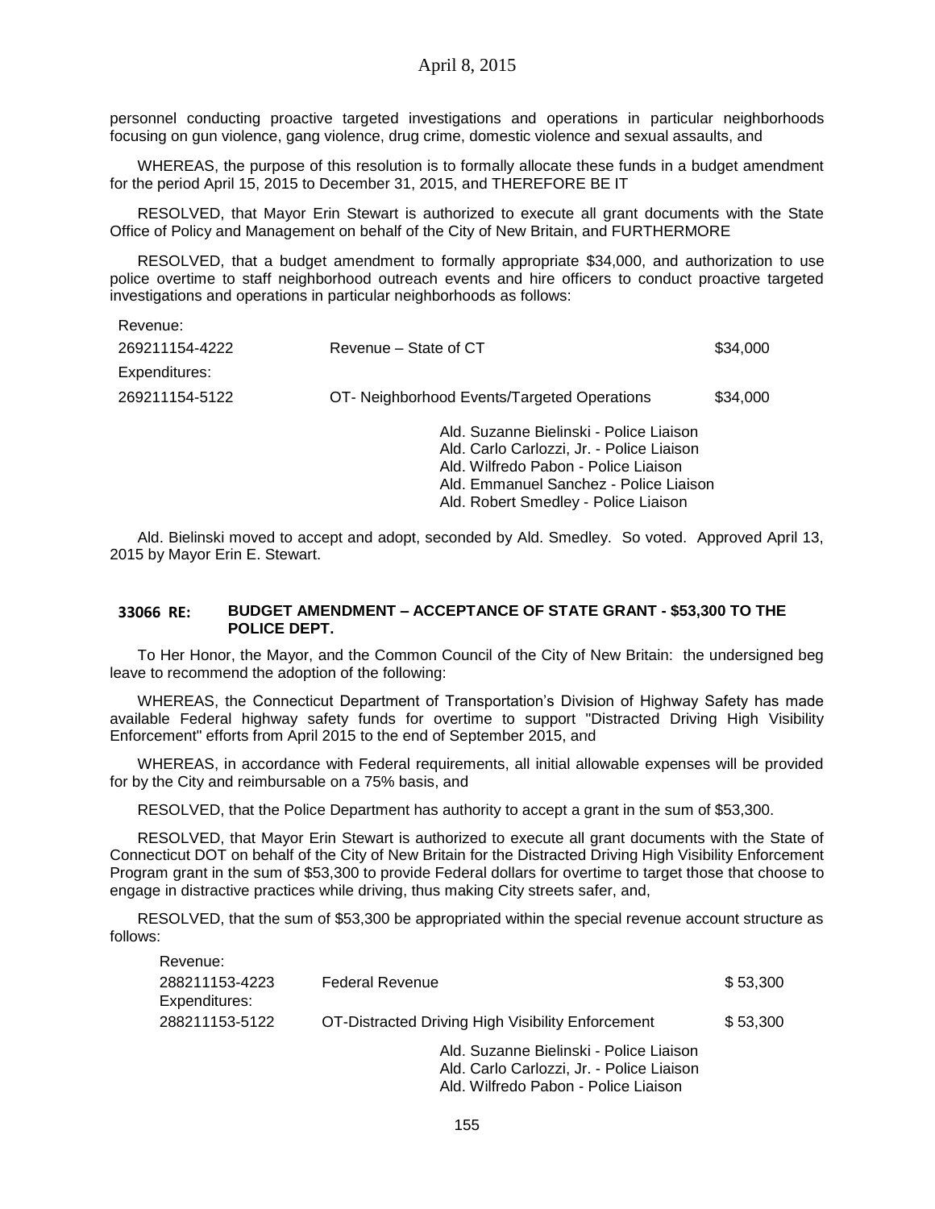personnel conducting proactive targeted investigations and operations in particular neighborhoods focusing on gun violence, gang violence, drug crime, domestic violence and sexual assaults, and

WHEREAS, the purpose of this resolution is to formally allocate these funds in a budget amendment for the period April 15, 2015 to December 31, 2015, and THEREFORE BE IT

RESOLVED, that Mayor Erin Stewart is authorized to execute all grant documents with the State Office of Policy and Management on behalf of the City of New Britain, and FURTHERMORE

RESOLVED, that a budget amendment to formally appropriate $34,000, and authorization to use police overtime to staff neighborhood outreach events and hire officers to conduct proactive targeted investigations and operations in particular neighborhoods as follows:

| | | |
|---|---|---|
| Revenue: | | |
| 269211154-4222 | Revenue – State of CT | $34,000 |
| Expenditures: | | |
| 269211154-5122 | OT- Neighborhood Events/Targeted Operations | $34,000 |

Ald. Suzanne Bielinski - Police Liaison
Ald. Carlo Carlozzi, Jr. - Police Liaison
Ald. Wilfredo Pabon - Police Liaison
Ald. Emmanuel Sanchez - Police Liaison
Ald. Robert Smedley - Police Liaison

Ald. Bielinski moved to accept and adopt, seconded by Ald. Smedley. So voted. Approved April 13, 2015 by Mayor Erin E. Stewart.

## 33066 RE: BUDGET AMENDMENT – ACCEPTANCE OF STATE GRANT - $53,300 TO THE POLICE DEPT.

To Her Honor, the Mayor, and the Common Council of the City of New Britain: the undersigned beg leave to recommend the adoption of the following:

WHEREAS, the Connecticut Department of Transportation's Division of Highway Safety has made available Federal highway safety funds for overtime to support "Distracted Driving High Visibility Enforcement" efforts from April 2015 to the end of September 2015, and

WHEREAS, in accordance with Federal requirements, all initial allowable expenses will be provided for by the City and reimbursable on a 75% basis, and

RESOLVED, that the Police Department has authority to accept a grant in the sum of $53,300.

RESOLVED, that Mayor Erin Stewart is authorized to execute all grant documents with the State of Connecticut DOT on behalf of the City of New Britain for the Distracted Driving High Visibility Enforcement Program grant in the sum of $53,300 to provide Federal dollars for overtime to target those that choose to engage in distractive practices while driving, thus making City streets safer, and,

RESOLVED, that the sum of $53,300 be appropriated within the special revenue account structure as follows:

| | | |
|---|---|---|
| Revenue: | | |
| 288211153-4223 | Federal Revenue | $ 53,300 |
| Expenditures: | | |
| 288211153-5122 | OT-Distracted Driving High Visibility Enforcement | $ 53,300 |

Ald. Suzanne Bielinski - Police Liaison
Ald. Carlo Carlozzi, Jr. - Police Liaison
Ald. Wilfredo Pabon - Police Liaison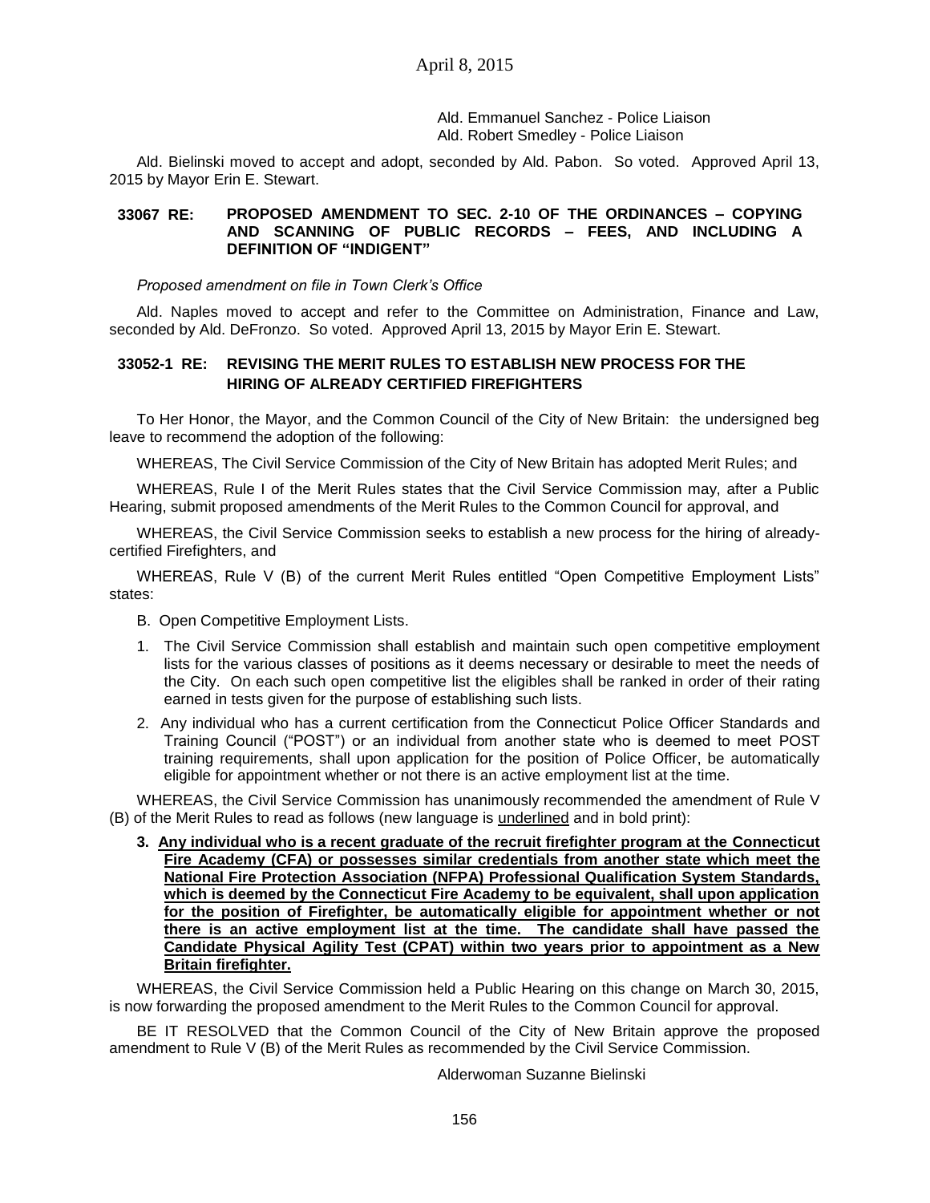Ald. Emmanuel Sanchez - Police Liaison
Ald. Robert Smedley - Police Liaison

Ald. Bielinski moved to accept and adopt, seconded by Ald. Pabon. So voted. Approved April 13, 2015 by Mayor Erin E. Stewart.

### 33067 RE: PROPOSED AMENDMENT TO SEC. 2-10 OF THE ORDINANCES – COPYING AND SCANNING OF PUBLIC RECORDS – FEES, AND INCLUDING A DEFINITION OF "INDIGENT"

*Proposed amendment on file in Town Clerk's Office*

Ald. Naples moved to accept and refer to the Committee on Administration, Finance and Law, seconded by Ald. DeFronzo. So voted. Approved April 13, 2015 by Mayor Erin E. Stewart.

### 33052-1 RE: REVISING THE MERIT RULES TO ESTABLISH NEW PROCESS FOR THE HIRING OF ALREADY CERTIFIED FIREFIGHTERS

To Her Honor, the Mayor, and the Common Council of the City of New Britain: the undersigned beg leave to recommend the adoption of the following:

WHEREAS, The Civil Service Commission of the City of New Britain has adopted Merit Rules; and

WHEREAS, Rule I of the Merit Rules states that the Civil Service Commission may, after a Public Hearing, submit proposed amendments of the Merit Rules to the Common Council for approval, and

WHEREAS, the Civil Service Commission seeks to establish a new process for the hiring of already-certified Firefighters, and

WHEREAS, Rule V (B) of the current Merit Rules entitled "Open Competitive Employment Lists" states:

B. Open Competitive Employment Lists.

1. The Civil Service Commission shall establish and maintain such open competitive employment lists for the various classes of positions as it deems necessary or desirable to meet the needs of the City. On each such open competitive list the eligibles shall be ranked in order of their rating earned in tests given for the purpose of establishing such lists.
2. Any individual who has a current certification from the Connecticut Police Officer Standards and Training Council ("POST") or an individual from another state who is deemed to meet POST training requirements, shall upon application for the position of Police Officer, be automatically eligible for appointment whether or not there is an active employment list at the time.

WHEREAS, the Civil Service Commission has unanimously recommended the amendment of Rule V (B) of the Merit Rules to read as follows (new language is <u>underlined</u> and in bold print):

3. **<u>Any individual who is a recent graduate of the recruit firefighter program at the Connecticut Fire Academy (CFA) or possesses similar credentials from another state which meet the National Fire Protection Association (NFPA) Professional Qualification System Standards, which is deemed by the Connecticut Fire Academy to be equivalent, shall upon application for the position of Firefighter, be automatically eligible for appointment whether or not there is an active employment list at the time. The candidate shall have passed the Candidate Physical Agility Test (CPAT) within two years prior to appointment as a New Britain firefighter.</u>**

WHEREAS, the Civil Service Commission held a Public Hearing on this change on March 30, 2015, is now forwarding the proposed amendment to the Merit Rules to the Common Council for approval.

BE IT RESOLVED that the Common Council of the City of New Britain approve the proposed amendment to Rule V (B) of the Merit Rules as recommended by the Civil Service Commission.

Alderwoman Suzanne Bielinski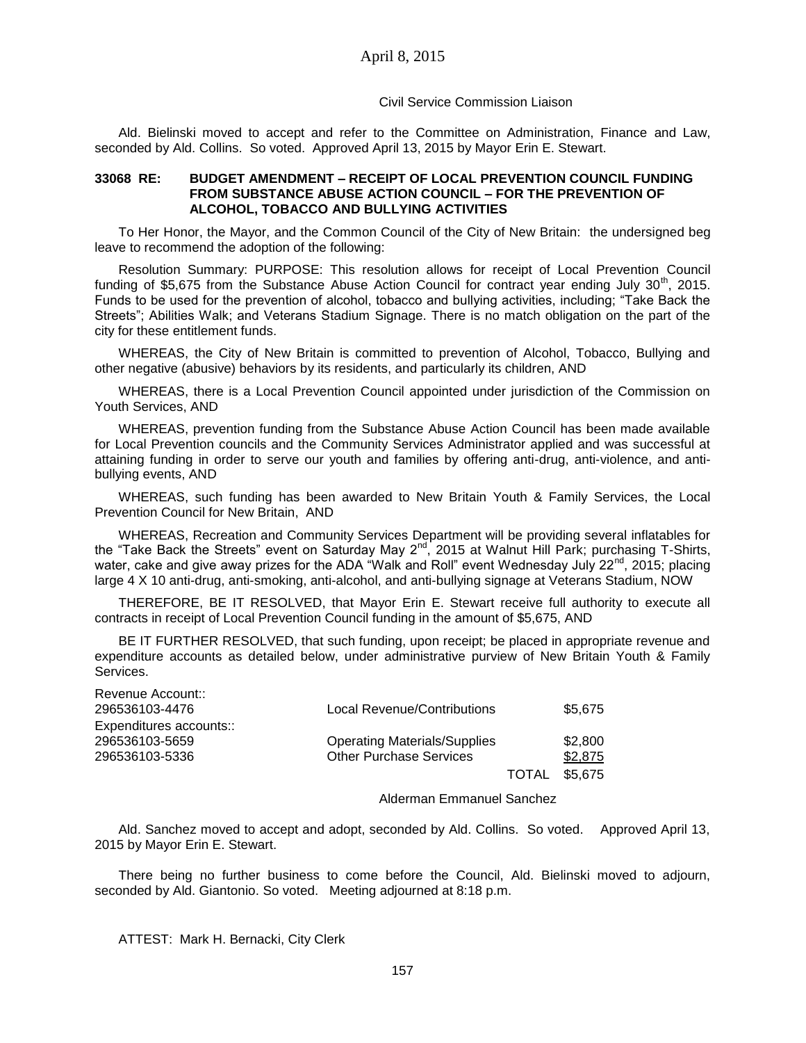Civil Service Commission Liaison

Ald. Bielinski moved to accept and refer to the Committee on Administration, Finance and Law, seconded by Ald. Collins. So voted. Approved April 13, 2015 by Mayor Erin E. Stewart.

**33068 RE: BUDGET AMENDMENT – RECEIPT OF LOCAL PREVENTION COUNCIL FUNDING FROM SUBSTANCE ABUSE ACTION COUNCIL – FOR THE PREVENTION OF ALCOHOL, TOBACCO AND BULLYING ACTIVITIES**

To Her Honor, the Mayor, and the Common Council of the City of New Britain: the undersigned beg leave to recommend the adoption of the following:

Resolution Summary: PURPOSE: This resolution allows for receipt of Local Prevention Council funding of $5,675 from the Substance Abuse Action Council for contract year ending July 30th, 2015. Funds to be used for the prevention of alcohol, tobacco and bullying activities, including; "Take Back the Streets"; Abilities Walk; and Veterans Stadium Signage. There is no match obligation on the part of the city for these entitlement funds.

WHEREAS, the City of New Britain is committed to prevention of Alcohol, Tobacco, Bullying and other negative (abusive) behaviors by its residents, and particularly its children, AND

WHEREAS, there is a Local Prevention Council appointed under jurisdiction of the Commission on Youth Services, AND

WHEREAS, prevention funding from the Substance Abuse Action Council has been made available for Local Prevention councils and the Community Services Administrator applied and was successful at attaining funding in order to serve our youth and families by offering anti-drug, anti-violence, and anti-bullying events, AND

WHEREAS, such funding has been awarded to New Britain Youth & Family Services, the Local Prevention Council for New Britain, AND

WHEREAS, Recreation and Community Services Department will be providing several inflatables for the "Take Back the Streets" event on Saturday May 2nd, 2015 at Walnut Hill Park; purchasing T-Shirts, water, cake and give away prizes for the ADA "Walk and Roll" event Wednesday July 22nd, 2015; placing large 4 X 10 anti-drug, anti-smoking, anti-alcohol, and anti-bullying signage at Veterans Stadium, NOW

THEREFORE, BE IT RESOLVED, that Mayor Erin E. Stewart receive full authority to execute all contracts in receipt of Local Prevention Council funding in the amount of $5,675, AND

BE IT FURTHER RESOLVED, that such funding, upon receipt; be placed in appropriate revenue and expenditure accounts as detailed below, under administrative purview of New Britain Youth & Family Services.

| | | |
|---|---|---|
| Revenue Account:: | | |
| 296536103-4476 | Local Revenue/Contributions | $5,675 |
| Expenditures accounts:: | | |
| 296536103-5659 | Operating Materials/Supplies | $2,800 |
| 296536103-5336 | Other Purchase Services | $2,875 |
| | TOTAL | $5,675 |

Alderman Emmanuel Sanchez

Ald. Sanchez moved to accept and adopt, seconded by Ald. Collins. So voted. Approved April 13, 2015 by Mayor Erin E. Stewart.

There being no further business to come before the Council, Ald. Bielinski moved to adjourn, seconded by Ald. Giantonio. So voted. Meeting adjourned at 8:18 p.m.

ATTEST: Mark H. Bernacki, City Clerk